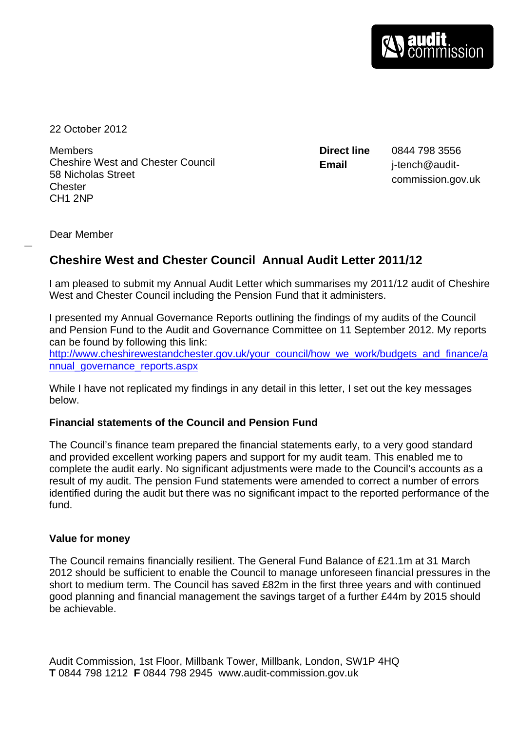22 October 2012

Members
Cheshire West and Chester Council
58 Nicholas Street
Chester
CH1 2NP

**Direct line** 0844 798 3556
**Email** j-tench@audit-commission.gov.uk

Dear Member

## Cheshire West and Chester Council Annual Audit Letter 2011/12

I am pleased to submit my Annual Audit Letter which summarises my 2011/12 audit of Cheshire West and Chester Council including the Pension Fund that it administers.

I presented my Annual Governance Reports outlining the findings of my audits of the Council and Pension Fund to the Audit and Governance Committee on 11 September 2012. My reports can be found by following this link:
http://www.cheshirewestandchester.gov.uk/your_council/how_we_work/budgets_and_finance/annual_governance_reports.aspx

While I have not replicated my findings in any detail in this letter, I set out the key messages below.

### Financial statements of the Council and Pension Fund

The Council's finance team prepared the financial statements early, to a very good standard and provided excellent working papers and support for my audit team. This enabled me to complete the audit early. No significant adjustments were made to the Council's accounts as a result of my audit. The pension Fund statements were amended to correct a number of errors identified during the audit but there was no significant impact to the reported performance of the fund.

### Value for money

The Council remains financially resilient. The General Fund Balance of £21.1m at 31 March 2012 should be sufficient to enable the Council to manage unforeseen financial pressures in the short to medium term. The Council has saved £82m in the first three years and with continued good planning and financial management the savings target of a further £44m by 2015 should be achievable.

Audit Commission, 1st Floor, Millbank Tower, Millbank, London, SW1P 4HQ
**T** 0844 798 1212 **F** 0844 798 2945 www.audit-commission.gov.uk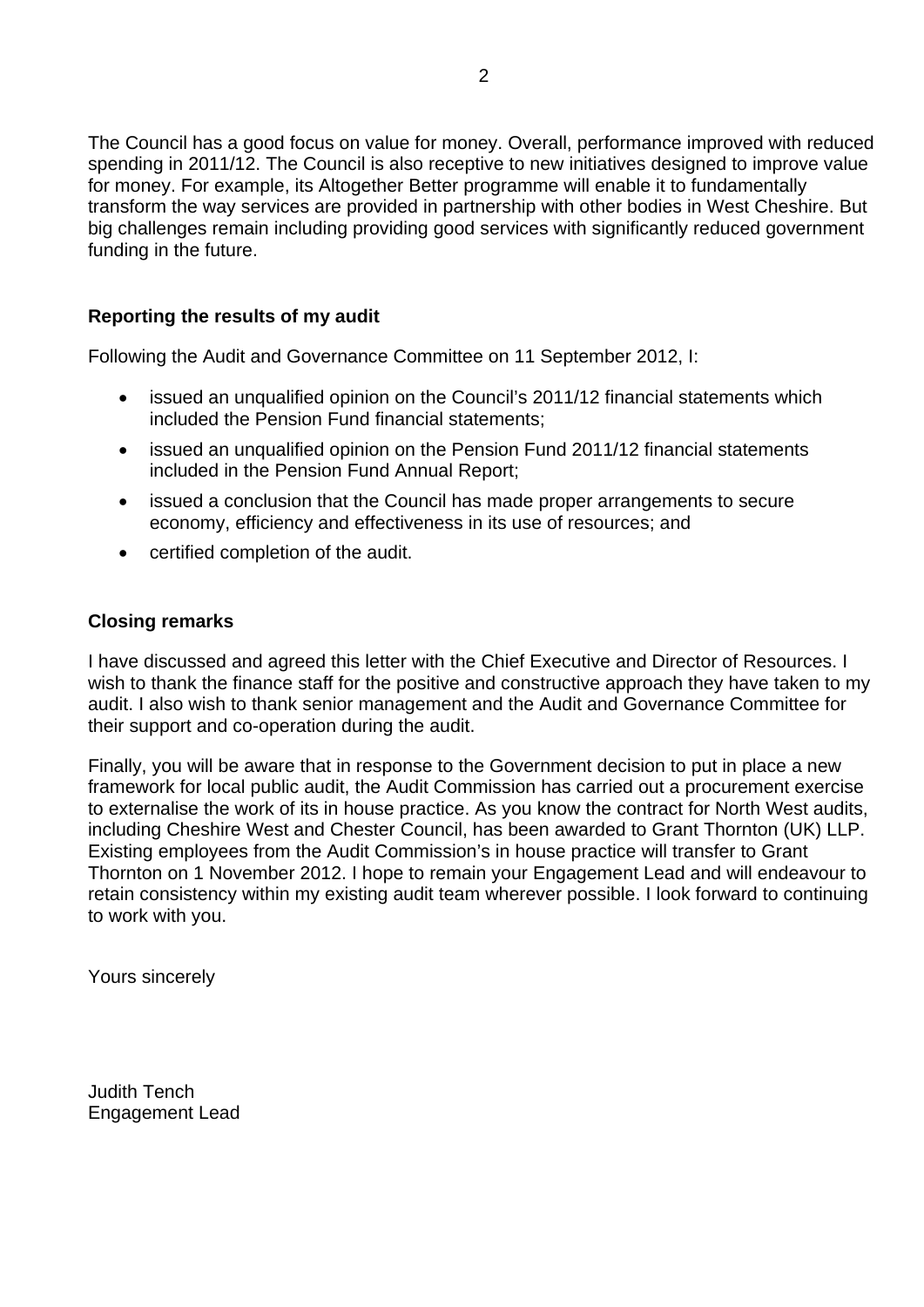The Council has a good focus on value for money. Overall, performance improved with reduced spending in 2011/12. The Council is also receptive to new initiatives designed to improve value for money. For example, its Altogether Better programme will enable it to fundamentally transform the way services are provided in partnership with other bodies in West Cheshire. But big challenges remain including providing good services with significantly reduced government funding in the future.

**Reporting the results of my audit**

Following the Audit and Governance Committee on 11 September 2012, I:

- issued an unqualified opinion on the Council's 2011/12 financial statements which included the Pension Fund financial statements;
- issued an unqualified opinion on the Pension Fund 2011/12 financial statements included in the Pension Fund Annual Report;
- issued a conclusion that the Council has made proper arrangements to secure economy, efficiency and effectiveness in its use of resources; and
- certified completion of the audit.

**Closing remarks**

I have discussed and agreed this letter with the Chief Executive and Director of Resources. I wish to thank the finance staff for the positive and constructive approach they have taken to my audit. I also wish to thank senior management and the Audit and Governance Committee for their support and co-operation during the audit.

Finally, you will be aware that in response to the Government decision to put in place a new framework for local public audit, the Audit Commission has carried out a procurement exercise to externalise the work of its in house practice. As you know the contract for North West audits, including Cheshire West and Chester Council, has been awarded to Grant Thornton (UK) LLP. Existing employees from the Audit Commission's in house practice will transfer to Grant Thornton on 1 November 2012. I hope to remain your Engagement Lead and will endeavour to retain consistency within my existing audit team wherever possible. I look forward to continuing to work with you.

Yours sincerely

Judith Tench
Engagement Lead